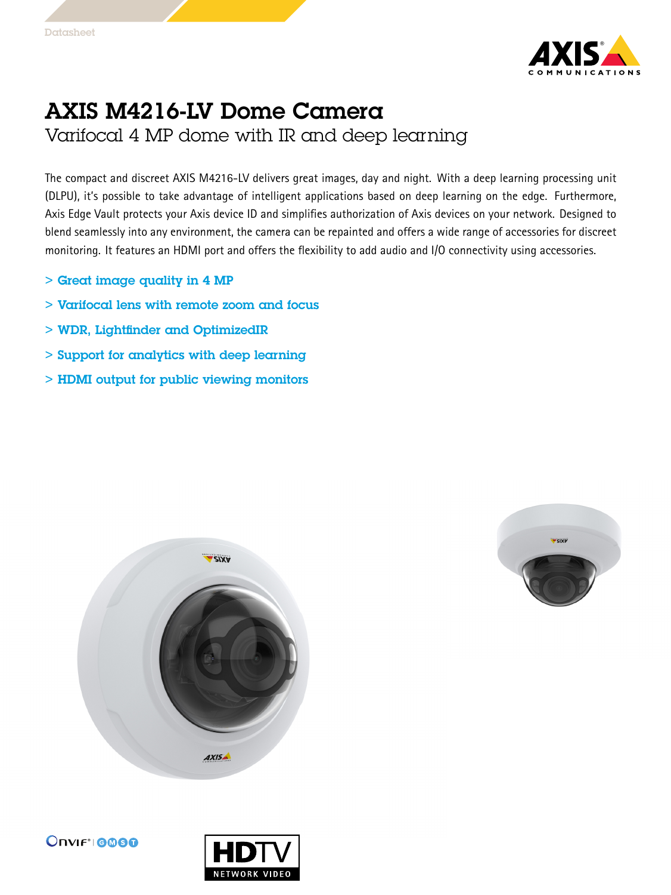Datasheet

# AXIS M4216-LV Dome Camera

## Varifocal 4 MP dome with IR and deep learning

The compact and discreet AXIS M4216-LV delivers great images, day and night. With a deep learning processing unit (DLPU), it's possible to take advantage of intelligent applications based on deep learning on the edge. Furthermore, Axis Edge Vault protects your Axis device ID and simplifies authorization of Axis devices on your network. Designed to blend seamlessly into any environment, the camera can be repainted and offers a wide range of accessories for discreet monitoring. It features an HDMI port and offers the flexibility to add audio and I/O connectivity using accessories.

- > **Great image quality in 4 MP**
- > **Varifocal lens with remote zoom and focus**
- > **WDR, Lightfinder and OptimizedIR**
- > **Support for analytics with deep learning**
- > **HDMI output for public viewing monitors**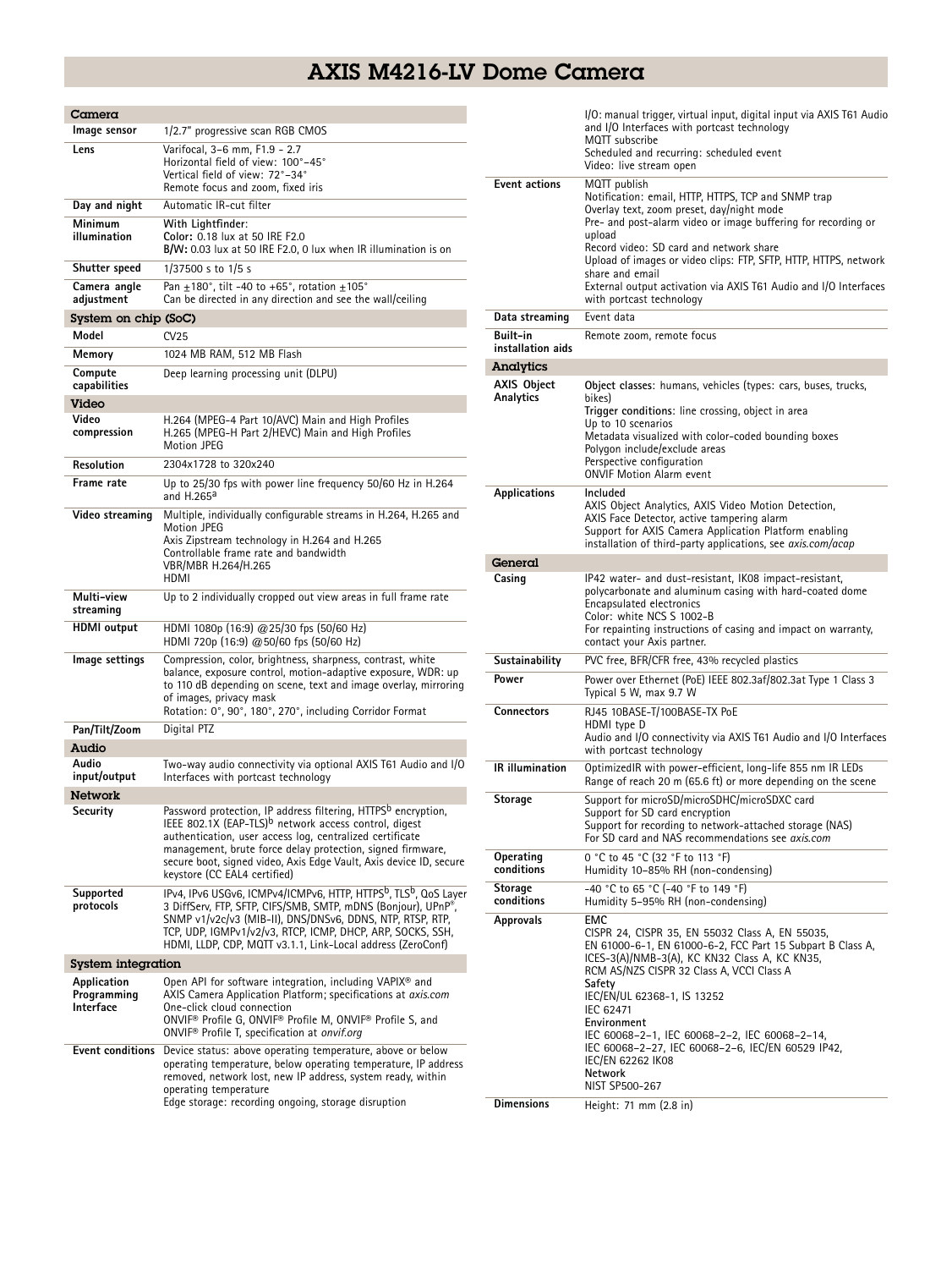# AXIS M4216-LV Dome Camera

## Camera

| | |
|---|---|
| **Image sensor** | 1/2.7" progressive scan RGB CMOS |
| **Lens** | Varifocal, 3–6 mm, F1.9 - 2.7<br>Horizontal field of view: 100°–45°<br>Vertical field of view: 72°–34°<br>Remote focus and zoom, fixed iris |
| **Day and night** | Automatic IR-cut filter |
| **Minimum illumination** | With Lightfinder:<br>**Color:** 0.18 lux at 50 IRE F2.0<br>**B/W:** 0.03 lux at 50 IRE F2.0, 0 lux when IR illumination is on |
| **Shutter speed** | 1/37500 s to 1/5 s |
| **Camera angle adjustment** | Pan ±180°, tilt -40 to +65°, rotation ±105°<br>Can be directed in any direction and see the wall/ceiling |

## System on chip (SoC)

| | |
|---|---|
| **Model** | CV25 |
| **Memory** | 1024 MB RAM, 512 MB Flash |
| **Compute capabilities** | Deep learning processing unit (DLPU) |

## Video

| | |
|---|---|
| **Video compression** | H.264 (MPEG-4 Part 10/AVC) Main and High Profiles<br>H.265 (MPEG-H Part 2/HEVC) Main and High Profiles<br>Motion JPEG |
| **Resolution** | 2304x1728 to 320x240 |
| **Frame rate** | Up to 25/30 fps with power line frequency 50/60 Hz in H.264 and H.265[a] |
| **Video streaming** | Multiple, individually configurable streams in H.264, H.265 and Motion JPEG<br>Axis Zipstream technology in H.264 and H.265<br>Controllable frame rate and bandwidth<br>VBR/MBR H.264/H.265<br>HDMI |
| **Multi-view streaming** | Up to 2 individually cropped out view areas in full frame rate |
| **HDMI output** | HDMI 1080p (16:9) @25/30 fps (50/60 Hz)<br>HDMI 720p (16:9) @50/60 fps (50/60 Hz) |
| **Image settings** | Compression, color, brightness, sharpness, contrast, white balance, exposure control, motion-adaptive exposure, WDR: up to 110 dB depending on scene, text and image overlay, mirroring of images, privacy mask<br>Rotation: 0°, 90°, 180°, 270°, including Corridor Format |
| **Pan/Tilt/Zoom** | Digital PTZ |

## Audio

| | |
|---|---|
| **Audio input/output** | Two-way audio connectivity via optional AXIS T61 Audio and I/O Interfaces with portcast technology |

## Network

| | |
|---|---|
| **Security** | Password protection, IP address filtering, HTTPS[b] encryption, IEEE 802.1X (EAP-TLS)[b] network access control, digest authentication, user access log, centralized certificate management, brute force delay protection, signed firmware, secure boot, signed video, Axis Edge Vault, Axis device ID, secure keystore (CC EAL4 certified) |
| **Supported protocols** | IPv4, IPv6 USGv6, ICMPv4/ICMPv6, HTTP, HTTPS[b], TLS[b], QoS Layer 3 DiffServ, FTP, SFTP, CIFS/SMB, SMTP, mDNS (Bonjour), UPnP®, SNMP v1/v2c/v3 (MIB-II), DNS/DNSv6, DDNS, NTP, RTSP, RTP, TCP, UDP, IGMPv1/v2/v3, RTCP, ICMP, DHCP, ARP, SOCKS, SSH, HDMI, LLDP, CDP, MQTT v3.1.1, Link-Local address (ZeroConf) |

## System integration

| | |
|---|---|
| **Application Programming Interface** | Open API for software integration, including VAPIX® and AXIS Camera Application Platform; specifications at *axis.com*<br>One-click cloud connection<br>ONVIF® Profile G, ONVIF® Profile M, ONVIF® Profile S, and ONVIF® Profile T, specification at *onvif.org* |
| **Event conditions** | Device status: above operating temperature, above or below operating temperature, below operating temperature, IP address removed, network lost, new IP address, system ready, within operating temperature<br>Edge storage: recording ongoing, storage disruption<br>I/O: manual trigger, virtual input, digital input via AXIS T61 Audio and I/O Interfaces with portcast technology<br>MQTT subscribe<br>Scheduled and recurring: scheduled event<br>Video: live stream open |
| **Event actions** | MQTT publish<br>Notification: email, HTTP, HTTPS, TCP and SNMP trap<br>Overlay text, zoom preset, day/night mode<br>Pre- and post-alarm video or image buffering for recording or upload<br>Record video: SD card and network share<br>Upload of images or video clips: FTP, SFTP, HTTP, HTTPS, network share and email<br>External output activation via AXIS T61 Audio and I/O Interfaces with portcast technology |
| **Data streaming** | Event data |
| **Built-in installation aids** | Remote zoom, remote focus |

## Analytics

| | |
|---|---|
| **AXIS Object Analytics** | **Object classes**: humans, vehicles (types: cars, buses, trucks, bikes)<br>**Trigger conditions**: line crossing, object in area<br>Up to 10 scenarios<br>Metadata visualized with color-coded bounding boxes<br>Polygon include/exclude areas<br>Perspective configuration<br>ONVIF Motion Alarm event |
| **Applications** | Included<br>AXIS Object Analytics, AXIS Video Motion Detection, AXIS Face Detector, active tampering alarm<br>Support for AXIS Camera Application Platform enabling installation of third-party applications, see *axis.com/acap* |

## General

| | |
|---|---|
| **Casing** | IP42 water- and dust-resistant, IK08 impact-resistant, polycarbonate and aluminum casing with hard-coated dome<br>Encapsulated electronics<br>Color: white NCS S 1002-B<br>For repainting instructions of casing and impact on warranty, contact your Axis partner. |
| **Sustainability** | PVC free, BFR/CFR free, 43% recycled plastics |
| **Power** | Power over Ethernet (PoE) IEEE 802.3af/802.3at Type 1 Class 3<br>Typical 5 W, max 9.7 W |
| **Connectors** | RJ45 10BASE-T/100BASE-TX PoE<br>HDMI type D<br>Audio and I/O connectivity via AXIS T61 Audio and I/O Interfaces with portcast technology |
| **IR illumination** | OptimizedIR with power-efficient, long-life 855 nm IR LEDs<br>Range of reach 20 m (65.6 ft) or more depending on the scene |
| **Storage** | Support for microSD/microSDHC/microSDXC card<br>Support for SD card encryption<br>Support for recording to network-attached storage (NAS)<br>For SD card and NAS recommendations see *axis.com* |
| **Operating conditions** | 0 °C to 45 °C (32 °F to 113 °F)<br>Humidity 10–85% RH (non-condensing) |
| **Storage conditions** | -40 °C to 65 °C (-40 °F to 149 °F)<br>Humidity 5–95% RH (non-condensing) |
| **Approvals** | **EMC**<br>CISPR 24, CISPR 35, EN 55032 Class A, EN 55035, EN 61000-6-1, EN 61000-6-2, FCC Part 15 Subpart B Class A, ICES-3(A)/NMB-3(A), KC KN32 Class A, KC KN35, RCM AS/NZS CISPR 32 Class A, VCCI Class A<br>**Safety**<br>IEC/EN/UL 62368-1, IS 13252<br>IEC 62471<br>**Environment**<br>IEC 60068-2-1, IEC 60068-2-2, IEC 60068-2-14, IEC 60068-2-27, IEC 60068-2-6, IEC/EN 60529 IP42, IEC/EN 62262 IK08<br>**Network**<br>NIST SP500-267 |
| **Dimensions** | Height: 71 mm (2.8 in) |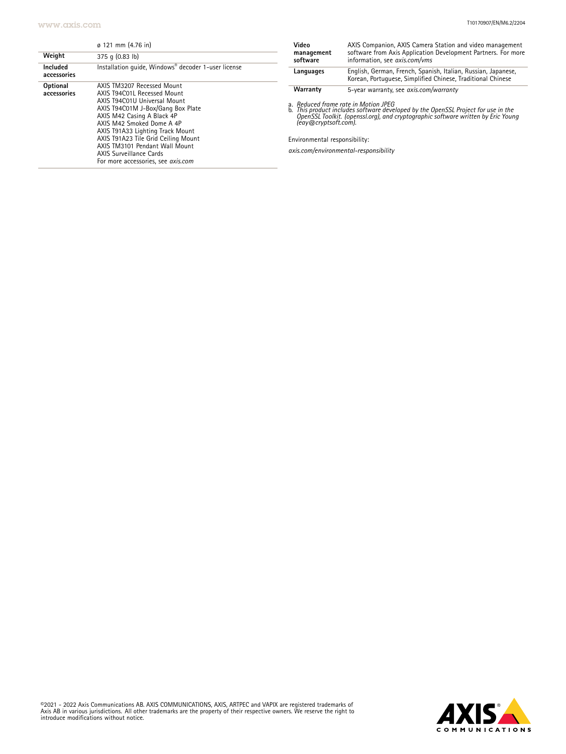| | |
|---|---|
| | ø 121 mm (4.76 in) |
| **Weight** | 375 g (0.83 lb) |
| **Included accessories** | Installation guide, Windows® decoder 1-user license |
| **Optional accessories** | AXIS TM3207 Recessed Mount<br>AXIS T94C01L Recessed Mount<br>AXIS T94C01U Universal Mount<br>AXIS T94C01M J-Box/Gang Box Plate<br>AXIS M42 Casing A Black 4P<br>AXIS M42 Smoked Dome A 4P<br>AXIS T91A33 Lighting Track Mount<br>AXIS T91A23 Tile Grid Ceiling Mount<br>AXIS TM3101 Pendant Wall Mount<br>AXIS Surveillance Cards<br>For more accessories, see *axis.com* |
| **Video management software** | AXIS Companion, AXIS Camera Station and video management software from Axis Application Development Partners. For more information, see *axis.com/vms* |
| **Languages** | English, German, French, Spanish, Italian, Russian, Japanese, Korean, Portuguese, Simplified Chinese, Traditional Chinese |
| **Warranty** | 5-year warranty, see *axis.com/warranty* |

a. *Reduced frame rate in Motion JPEG*
b. *This product includes software developed by the OpenSSL Project for use in the OpenSSL Toolkit. (openssl.org), and cryptographic software written by Eric Young (eay@cryptsoft.com).*

Environmental responsibility:

*axis.com/environmental-responsibility*

©2021 - 2022 Axis Communications AB. AXIS COMMUNICATIONS, AXIS, ARTPEC and VAPIX are registered trademarks of Axis AB in various jurisdictions. All other trademarks are the property of their respective owners. We reserve the right to introduce modifications without notice.